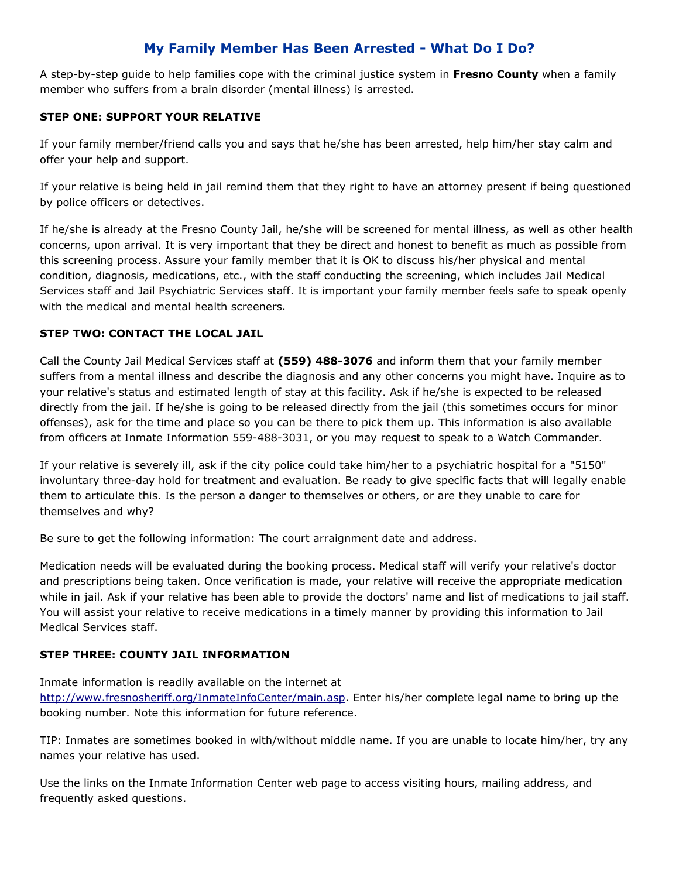# My Family Member Has Been Arrested - What Do I Do?

A step-by-step guide to help families cope with the criminal justice system in **Fresno County** when a family member who suffers from a brain disorder (mental illness) is arrested.

### STEP ONE: SUPPORT YOUR RELATIVE

If your family member/friend calls you and says that he/she has been arrested, help him/her stay calm and offer your help and support.

If your relative is being held in jail remind them that they right to have an attorney present if being questioned by police officers or detectives.

If he/she is already at the Fresno County Jail, he/she will be screened for mental illness, as well as other health concerns, upon arrival. It is very important that they be direct and honest to benefit as much as possible from this screening process. Assure your family member that it is OK to discuss his/her physical and mental condition, diagnosis, medications, etc., with the staff conducting the screening, which includes Jail Medical Services staff and Jail Psychiatric Services staff. It is important your family member feels safe to speak openly with the medical and mental health screeners.

### STEP TWO: CONTACT THE LOCAL JAIL

Call the County Jail Medical Services staff at **(559) 488-3076** and inform them that your family member suffers from a mental illness and describe the diagnosis and any other concerns you might have. Inquire as to your relative's status and estimated length of stay at this facility. Ask if he/she is expected to be released directly from the jail. If he/she is going to be released directly from the jail (this sometimes occurs for minor offenses), ask for the time and place so you can be there to pick them up. This information is also available from officers at Inmate Information 559-488-3031, or you may request to speak to a Watch Commander.

If your relative is severely ill, ask if the city police could take him/her to a psychiatric hospital for a "5150" involuntary three-day hold for treatment and evaluation. Be ready to give specific facts that will legally enable them to articulate this. Is the person a danger to themselves or others, or are they unable to care for themselves and why?

Be sure to get the following information: The court arraignment date and address.

Medication needs will be evaluated during the booking process. Medical staff will verify your relative's doctor and prescriptions being taken. Once verification is made, your relative will receive the appropriate medication while in jail. Ask if your relative has been able to provide the doctors' name and list of medications to jail staff. You will assist your relative to receive medications in a timely manner by providing this information to Jail Medical Services staff.

### STEP THREE: COUNTY JAIL INFORMATION

Inmate information is readily available on the internet at http://www.fresnosheriff.org/InmateInfoCenter/main.asp. Enter his/her complete legal name to bring up the booking number. Note this information for future reference.

TIP: Inmates are sometimes booked in with/without middle name. If you are unable to locate him/her, try any names your relative has used.

Use the links on the Inmate Information Center web page to access visiting hours, mailing address, and frequently asked questions.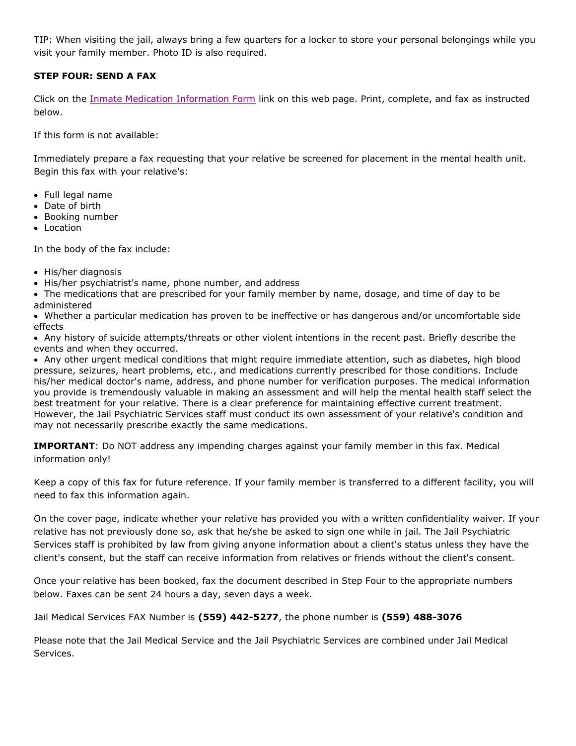TIP: When visiting the jail, always bring a few quarters for a locker to store your personal belongings while you visit your family member. Photo ID is also required.

**STEP FOUR: SEND A FAX**

Click on the Inmate Medication Information Form link on this web page. Print, complete, and fax as instructed below.

If this form is not available:

Immediately prepare a fax requesting that your relative be screened for placement in the mental health unit. Begin this fax with your relative's:

- Full legal name
- Date of birth
- Booking number
- Location

In the body of the fax include:

- His/her diagnosis
- His/her psychiatrist's name, phone number, and address
- The medications that are prescribed for your family member by name, dosage, and time of day to be administered
- Whether a particular medication has proven to be ineffective or has dangerous and/or uncomfortable side effects
- Any history of suicide attempts/threats or other violent intentions in the recent past. Briefly describe the events and when they occurred.
- Any other urgent medical conditions that might require immediate attention, such as diabetes, high blood pressure, seizures, heart problems, etc., and medications currently prescribed for those conditions. Include his/her medical doctor's name, address, and phone number for verification purposes. The medical information you provide is tremendously valuable in making an assessment and will help the mental health staff select the best treatment for your relative. There is a clear preference for maintaining effective current treatment. However, the Jail Psychiatric Services staff must conduct its own assessment of your relative's condition and may not necessarily prescribe exactly the same medications.

**IMPORTANT**: Do NOT address any impending charges against your family member in this fax. Medical information only!

Keep a copy of this fax for future reference. If your family member is transferred to a different facility, you will need to fax this information again.

On the cover page, indicate whether your relative has provided you with a written confidentiality waiver. If your relative has not previously done so, ask that he/she be asked to sign one while in jail. The Jail Psychiatric Services staff is prohibited by law from giving anyone information about a client's status unless they have the client's consent, but the staff can receive information from relatives or friends without the client's consent.

Once your relative has been booked, fax the document described in Step Four to the appropriate numbers below. Faxes can be sent 24 hours a day, seven days a week.

Jail Medical Services FAX Number is **(559) 442-5277**, the phone number is **(559) 488-3076**

Please note that the Jail Medical Service and the Jail Psychiatric Services are combined under Jail Medical Services.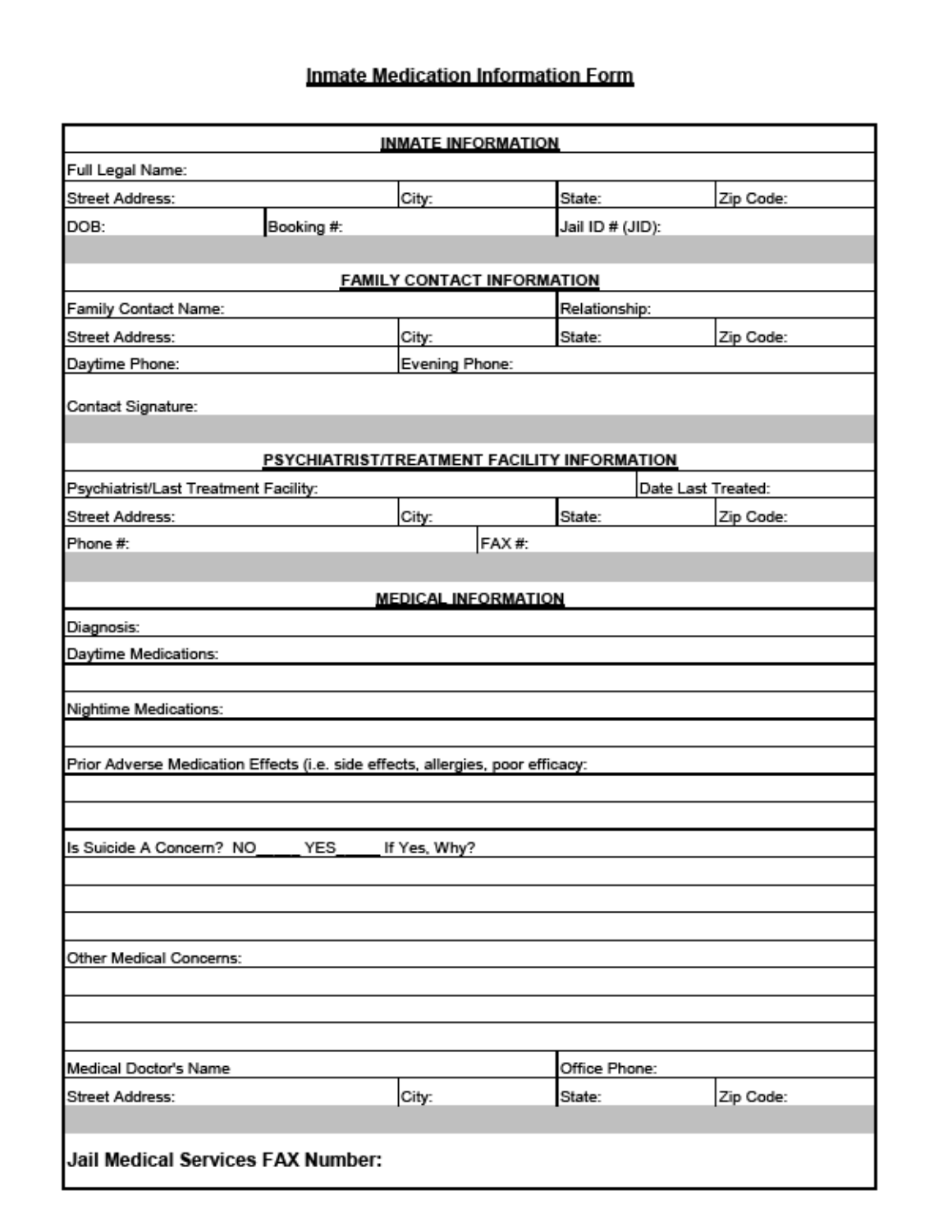# Inmate Medication Information Form

## INMATE INFORMATION

| | | | |
|---|---|---|---|
| Full Legal Name: | | | |
| Street Address: | City: | State: | Zip Code: |
| DOB: | Booking #: | Jail ID # (JID): | |

## FAMILY CONTACT INFORMATION

| | | | |
|---|---|---|---|
| Family Contact Name: | | Relationship: | |
| Street Address: | City: | State: | Zip Code: |
| Daytime Phone: | Evening Phone: | | |
| Contact Signature: | | | |

## PSYCHIATRIST/TREATMENT FACILITY INFORMATION

| | | | |
|---|---|---|---|
| Psychiatrist/Last Treatment Facility: | | | Date Last Treated: |
| Street Address: | City: | State: | Zip Code: |
| Phone #: | FAX #: | | |

## MEDICAL INFORMATION

Diagnosis:

Daytime Medications:

Nightime Medications:

Prior Adverse Medication Effects (i.e. side effects, allergies, poor efficacy:

Is Suicide A Concern? NO_____ YES_____ If Yes, Why?

Other Medical Concerns:

| | | | |
|---|---|---|---|
| Medical Doctor's Name | | Office Phone: | |
| Street Address: | City: | State: | Zip Code: |

**Jail Medical Services FAX Number:**